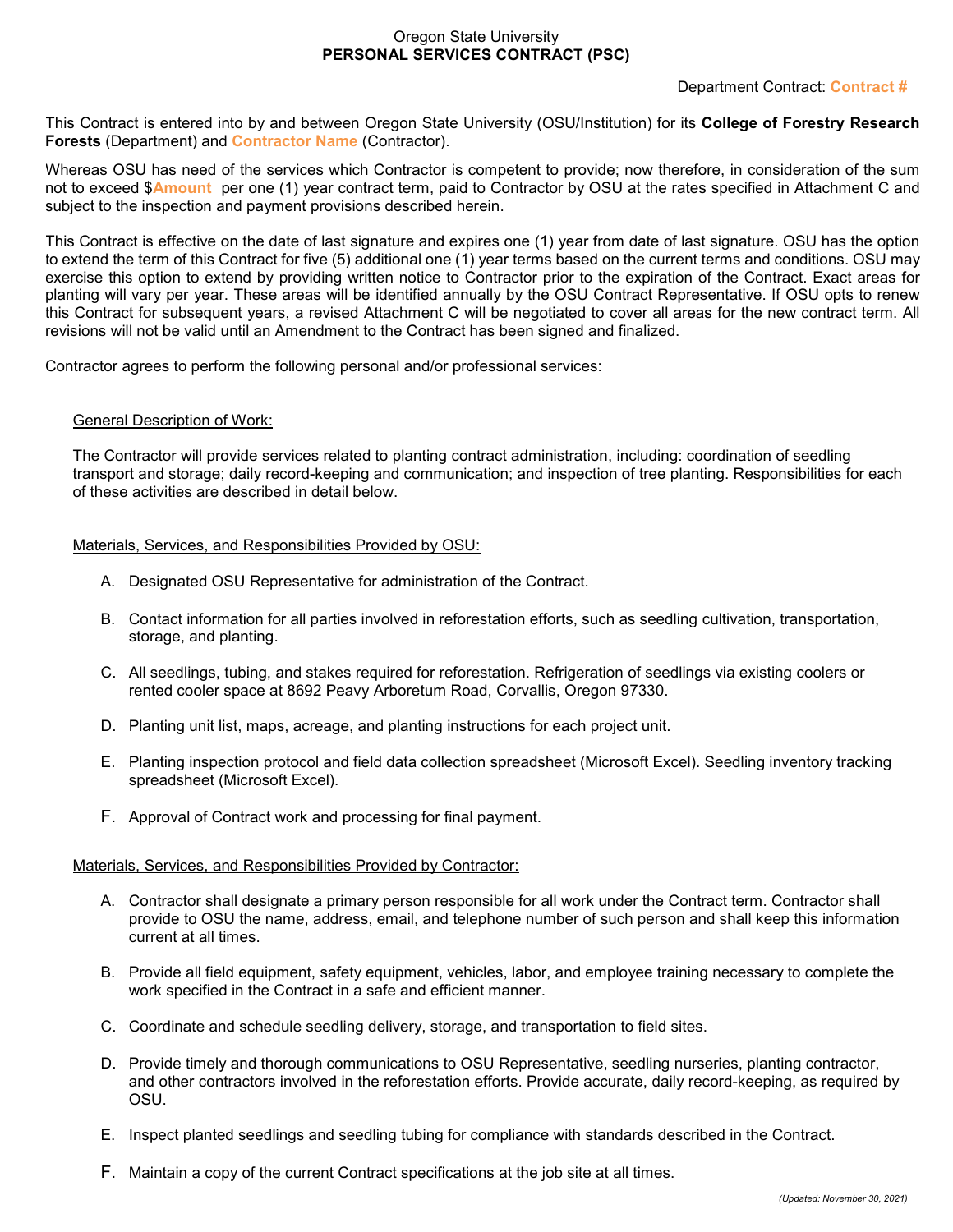Oregon State University
**PERSONAL SERVICES CONTRACT (PSC)**

Department Contract: **Contract #**

This Contract is entered into by and between Oregon State University (OSU/Institution) for its **College of Forestry Research Forests** (Department) and **Contractor Name** (Contractor).

Whereas OSU has need of the services which Contractor is competent to provide; now therefore, in consideration of the sum not to exceed $**Amount** per one (1) year contract term, paid to Contractor by OSU at the rates specified in Attachment C and subject to the inspection and payment provisions described herein.

This Contract is effective on the date of last signature and expires one (1) year from date of last signature. OSU has the option to extend the term of this Contract for five (5) additional one (1) year terms based on the current terms and conditions. OSU may exercise this option to extend by providing written notice to Contractor prior to the expiration of the Contract. Exact areas for planting will vary per year. These areas will be identified annually by the OSU Contract Representative. If OSU opts to renew this Contract for subsequent years, a revised Attachment C will be negotiated to cover all areas for the new contract term. All revisions will not be valid until an Amendment to the Contract has been signed and finalized.

Contractor agrees to perform the following personal and/or professional services:

General Description of Work:

The Contractor will provide services related to planting contract administration, including: coordination of seedling transport and storage; daily record-keeping and communication; and inspection of tree planting. Responsibilities for each of these activities are described in detail below.

Materials, Services, and Responsibilities Provided by OSU:

A. Designated OSU Representative for administration of the Contract.

B. Contact information for all parties involved in reforestation efforts, such as seedling cultivation, transportation, storage, and planting.

C. All seedlings, tubing, and stakes required for reforestation. Refrigeration of seedlings via existing coolers or rented cooler space at 8692 Peavy Arboretum Road, Corvallis, Oregon 97330.

D. Planting unit list, maps, acreage, and planting instructions for each project unit.

E. Planting inspection protocol and field data collection spreadsheet (Microsoft Excel). Seedling inventory tracking spreadsheet (Microsoft Excel).

F. Approval of Contract work and processing for final payment.

Materials, Services, and Responsibilities Provided by Contractor:

A. Contractor shall designate a primary person responsible for all work under the Contract term. Contractor shall provide to OSU the name, address, email, and telephone number of such person and shall keep this information current at all times.

B. Provide all field equipment, safety equipment, vehicles, labor, and employee training necessary to complete the work specified in the Contract in a safe and efficient manner.

C. Coordinate and schedule seedling delivery, storage, and transportation to field sites.

D. Provide timely and thorough communications to OSU Representative, seedling nurseries, planting contractor, and other contractors involved in the reforestation efforts. Provide accurate, daily record-keeping, as required by OSU.

E. Inspect planted seedlings and seedling tubing for compliance with standards described in the Contract.

F. Maintain a copy of the current Contract specifications at the job site at all times.

*(Updated: November 30, 2021)*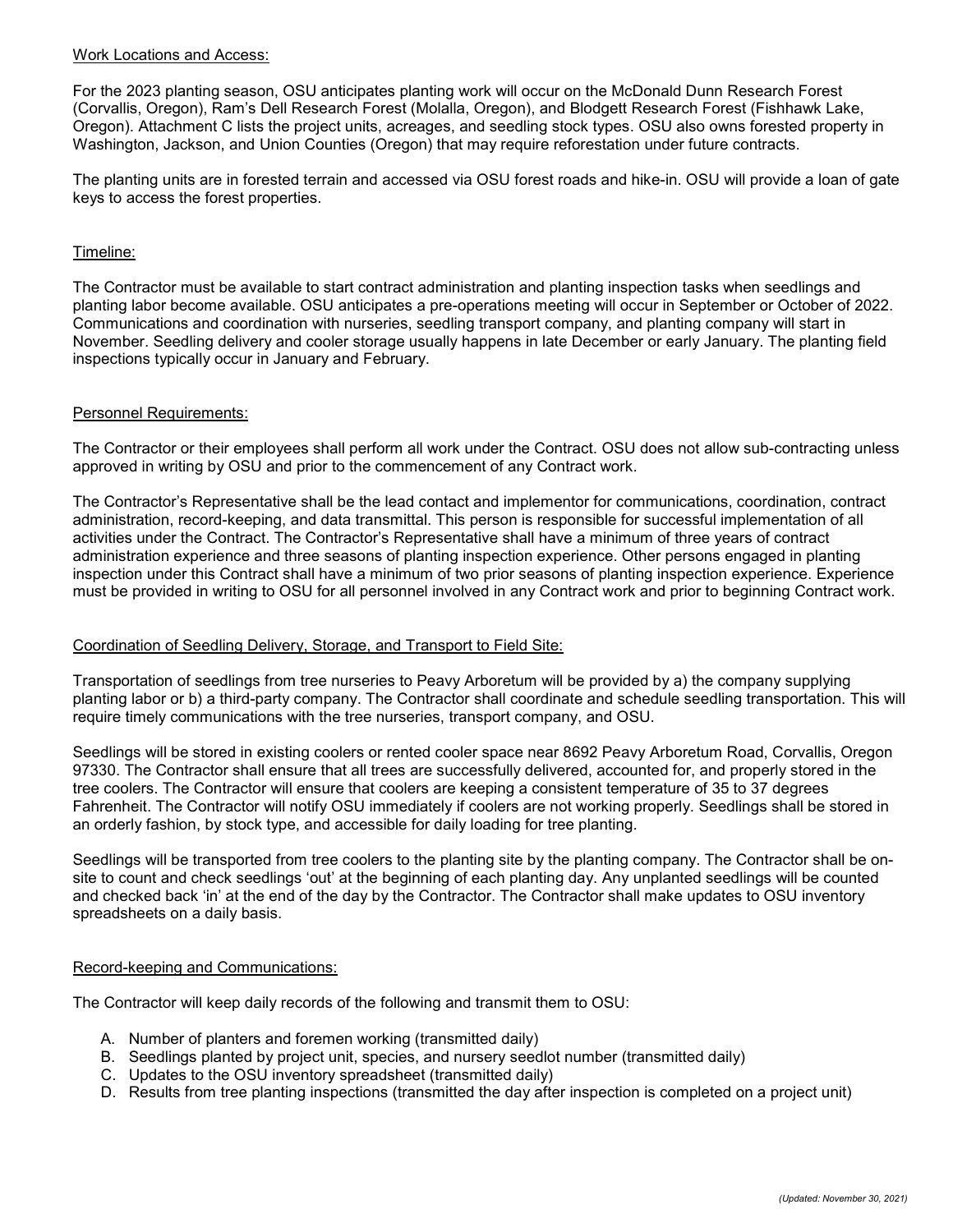<u>Work Locations and Access:</u>

For the 2023 planting season, OSU anticipates planting work will occur on the McDonald Dunn Research Forest (Corvallis, Oregon), Ram's Dell Research Forest (Molalla, Oregon), and Blodgett Research Forest (Fishhawk Lake, Oregon). Attachment C lists the project units, acreages, and seedling stock types. OSU also owns forested property in Washington, Jackson, and Union Counties (Oregon) that may require reforestation under future contracts.

The planting units are in forested terrain and accessed via OSU forest roads and hike-in. OSU will provide a loan of gate keys to access the forest properties.

<u>Timeline:</u>

The Contractor must be available to start contract administration and planting inspection tasks when seedlings and planting labor become available. OSU anticipates a pre-operations meeting will occur in September or October of 2022. Communications and coordination with nurseries, seedling transport company, and planting company will start in November. Seedling delivery and cooler storage usually happens in late December or early January. The planting field inspections typically occur in January and February.

<u>Personnel Requirements:</u>

The Contractor or their employees shall perform all work under the Contract. OSU does not allow sub-contracting unless approved in writing by OSU and prior to the commencement of any Contract work.

The Contractor's Representative shall be the lead contact and implementor for communications, coordination, contract administration, record-keeping, and data transmittal. This person is responsible for successful implementation of all activities under the Contract. The Contractor's Representative shall have a minimum of three years of contract administration experience and three seasons of planting inspection experience. Other persons engaged in planting inspection under this Contract shall have a minimum of two prior seasons of planting inspection experience. Experience must be provided in writing to OSU for all personnel involved in any Contract work and prior to beginning Contract work.

<u>Coordination of Seedling Delivery, Storage, and Transport to Field Site:</u>

Transportation of seedlings from tree nurseries to Peavy Arboretum will be provided by a) the company supplying planting labor or b) a third-party company. The Contractor shall coordinate and schedule seedling transportation. This will require timely communications with the tree nurseries, transport company, and OSU.

Seedlings will be stored in existing coolers or rented cooler space near 8692 Peavy Arboretum Road, Corvallis, Oregon 97330. The Contractor shall ensure that all trees are successfully delivered, accounted for, and properly stored in the tree coolers. The Contractor will ensure that coolers are keeping a consistent temperature of 35 to 37 degrees Fahrenheit. The Contractor will notify OSU immediately if coolers are not working properly. Seedlings shall be stored in an orderly fashion, by stock type, and accessible for daily loading for tree planting.

Seedlings will be transported from tree coolers to the planting site by the planting company. The Contractor shall be on-site to count and check seedlings 'out' at the beginning of each planting day. Any unplanted seedlings will be counted and checked back 'in' at the end of the day by the Contractor. The Contractor shall make updates to OSU inventory spreadsheets on a daily basis.

<u>Record-keeping and Communications:</u>

The Contractor will keep daily records of the following and transmit them to OSU:

A. Number of planters and foremen working (transmitted daily)
B. Seedlings planted by project unit, species, and nursery seedlot number (transmitted daily)
C. Updates to the OSU inventory spreadsheet (transmitted daily)
D. Results from tree planting inspections (transmitted the day after inspection is completed on a project unit)

*(Updated: November 30, 2021)*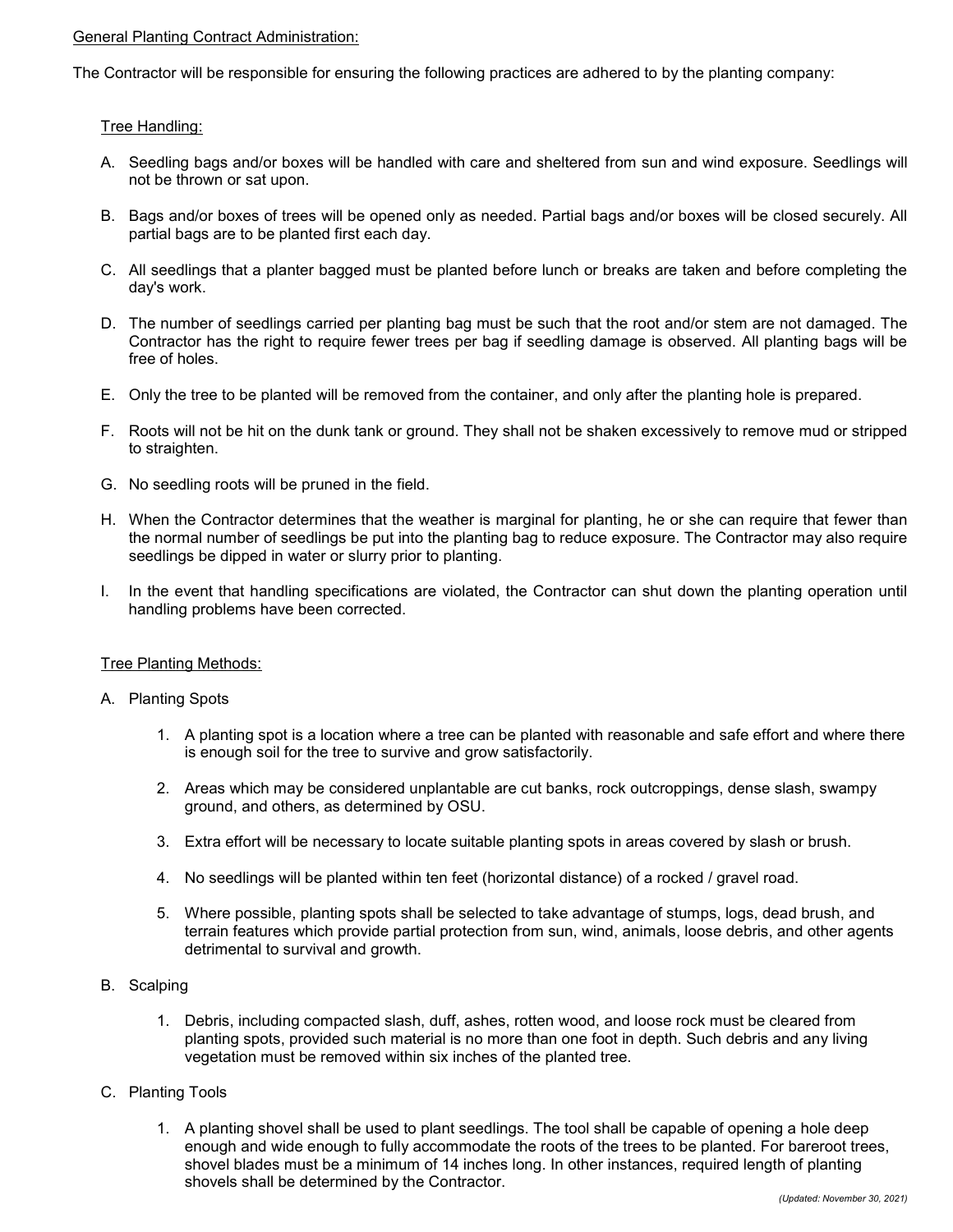General Planting Contract Administration:

The Contractor will be responsible for ensuring the following practices are adhered to by the planting company:

Tree Handling:

A. Seedling bags and/or boxes will be handled with care and sheltered from sun and wind exposure. Seedlings will not be thrown or sat upon.

B. Bags and/or boxes of trees will be opened only as needed. Partial bags and/or boxes will be closed securely. All partial bags are to be planted first each day.

C. All seedlings that a planter bagged must be planted before lunch or breaks are taken and before completing the day's work.

D. The number of seedlings carried per planting bag must be such that the root and/or stem are not damaged. The Contractor has the right to require fewer trees per bag if seedling damage is observed. All planting bags will be free of holes.

E. Only the tree to be planted will be removed from the container, and only after the planting hole is prepared.

F. Roots will not be hit on the dunk tank or ground. They shall not be shaken excessively to remove mud or stripped to straighten.

G. No seedling roots will be pruned in the field.

H. When the Contractor determines that the weather is marginal for planting, he or she can require that fewer than the normal number of seedlings be put into the planting bag to reduce exposure. The Contractor may also require seedlings be dipped in water or slurry prior to planting.

I. In the event that handling specifications are violated, the Contractor can shut down the planting operation until handling problems have been corrected.

Tree Planting Methods:

A. Planting Spots

1. A planting spot is a location where a tree can be planted with reasonable and safe effort and where there is enough soil for the tree to survive and grow satisfactorily.
2. Areas which may be considered unplantable are cut banks, rock outcroppings, dense slash, swampy ground, and others, as determined by OSU.
3. Extra effort will be necessary to locate suitable planting spots in areas covered by slash or brush.
4. No seedlings will be planted within ten feet (horizontal distance) of a rocked / gravel road.
5. Where possible, planting spots shall be selected to take advantage of stumps, logs, dead brush, and terrain features which provide partial protection from sun, wind, animals, loose debris, and other agents detrimental to survival and growth.

B. Scalping

1. Debris, including compacted slash, duff, ashes, rotten wood, and loose rock must be cleared from planting spots, provided such material is no more than one foot in depth. Such debris and any living vegetation must be removed within six inches of the planted tree.

C. Planting Tools

1. A planting shovel shall be used to plant seedlings. The tool shall be capable of opening a hole deep enough and wide enough to fully accommodate the roots of the trees to be planted. For bareroot trees, shovel blades must be a minimum of 14 inches long. In other instances, required length of planting shovels shall be determined by the Contractor.

*(Updated: November 30, 2021)*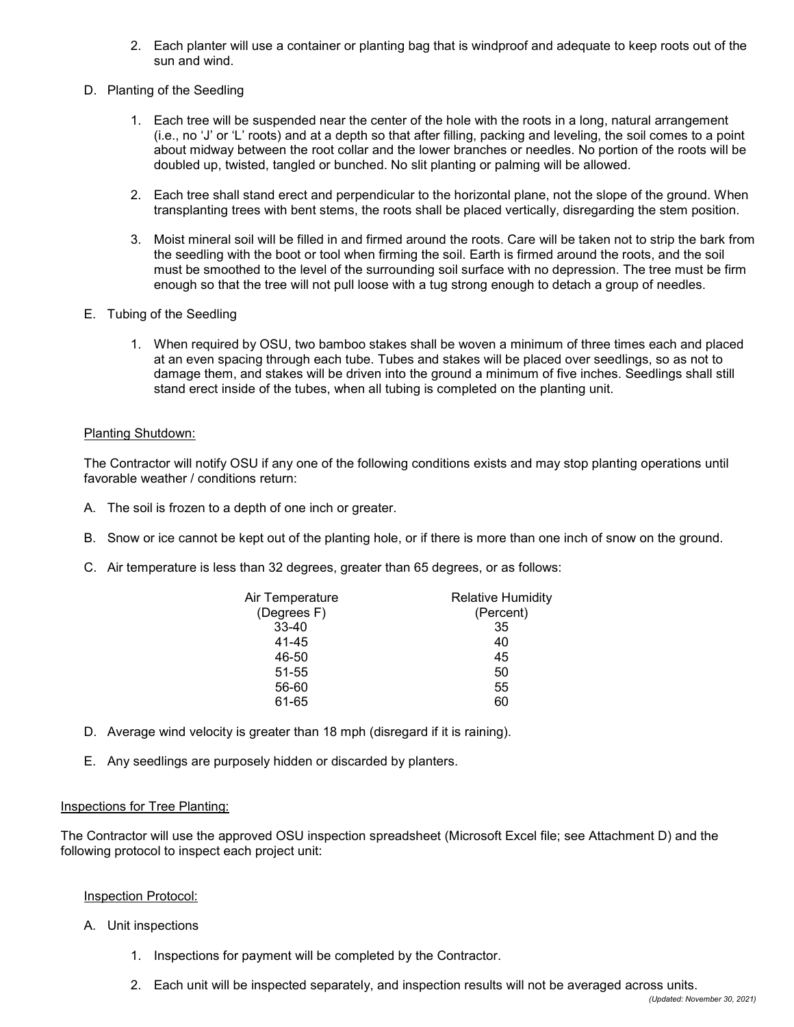2. Each planter will use a container or planting bag that is windproof and adequate to keep roots out of the sun and wind.

D. Planting of the Seedling

1. Each tree will be suspended near the center of the hole with the roots in a long, natural arrangement (i.e., no 'J' or 'L' roots) and at a depth so that after filling, packing and leveling, the soil comes to a point about midway between the root collar and the lower branches or needles. No portion of the roots will be doubled up, twisted, tangled or bunched. No slit planting or palming will be allowed.

2. Each tree shall stand erect and perpendicular to the horizontal plane, not the slope of the ground. When transplanting trees with bent stems, the roots shall be placed vertically, disregarding the stem position.

3. Moist mineral soil will be filled in and firmed around the roots. Care will be taken not to strip the bark from the seedling with the boot or tool when firming the soil. Earth is firmed around the roots, and the soil must be smoothed to the level of the surrounding soil surface with no depression. The tree must be firm enough so that the tree will not pull loose with a tug strong enough to detach a group of needles.

E. Tubing of the Seedling

1. When required by OSU, two bamboo stakes shall be woven a minimum of three times each and placed at an even spacing through each tube. Tubes and stakes will be placed over seedlings, so as not to damage them, and stakes will be driven into the ground a minimum of five inches. Seedlings shall still stand erect inside of the tubes, when all tubing is completed on the planting unit.

<u>Planting Shutdown:</u>

The Contractor will notify OSU if any one of the following conditions exists and may stop planting operations until favorable weather / conditions return:

A. The soil is frozen to a depth of one inch or greater.

B. Snow or ice cannot be kept out of the planting hole, or if there is more than one inch of snow on the ground.

C. Air temperature is less than 32 degrees, greater than 65 degrees, or as follows:

| Air Temperature (Degrees F) | Relative Humidity (Percent) |
|---|---|
| 33-40 | 35 |
| 41-45 | 40 |
| 46-50 | 45 |
| 51-55 | 50 |
| 56-60 | 55 |
| 61-65 | 60 |

D. Average wind velocity is greater than 18 mph (disregard if it is raining).

E. Any seedlings are purposely hidden or discarded by planters.

<u>Inspections for Tree Planting:</u>

The Contractor will use the approved OSU inspection spreadsheet (Microsoft Excel file; see Attachment D) and the following protocol to inspect each project unit:

<u>Inspection Protocol:</u>

A. Unit inspections

1. Inspections for payment will be completed by the Contractor.

2. Each unit will be inspected separately, and inspection results will not be averaged across units.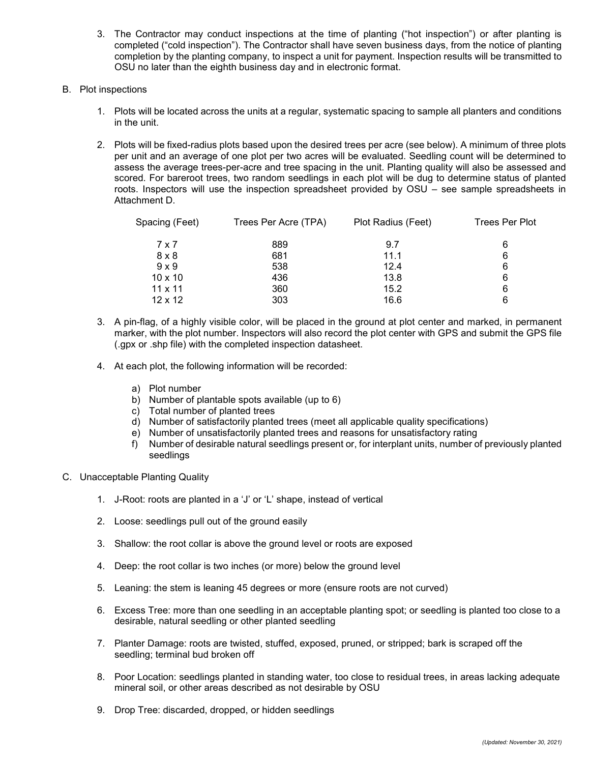3. The Contractor may conduct inspections at the time of planting ("hot inspection") or after planting is completed ("cold inspection"). The Contractor shall have seven business days, from the notice of planting completion by the planting company, to inspect a unit for payment. Inspection results will be transmitted to OSU no later than the eighth business day and in electronic format.

B. Plot inspections

1. Plots will be located across the units at a regular, systematic spacing to sample all planters and conditions in the unit.

2. Plots will be fixed-radius plots based upon the desired trees per acre (see below). A minimum of three plots per unit and an average of one plot per two acres will be evaluated. Seedling count will be determined to assess the average trees-per-acre and tree spacing in the unit. Planting quality will also be assessed and scored. For bareroot trees, two random seedlings in each plot will be dug to determine status of planted roots. Inspectors will use the inspection spreadsheet provided by OSU – see sample spreadsheets in Attachment D.

| Spacing (Feet) | Trees Per Acre (TPA) | Plot Radius (Feet) | Trees Per Plot |
|---|---|---|---|
| 7 x 7 | 889 | 9.7 | 6 |
| 8 x 8 | 681 | 11.1 | 6 |
| 9 x 9 | 538 | 12.4 | 6 |
| 10 x 10 | 436 | 13.8 | 6 |
| 11 x 11 | 360 | 15.2 | 6 |
| 12 x 12 | 303 | 16.6 | 6 |

3. A pin-flag, of a highly visible color, will be placed in the ground at plot center and marked, in permanent marker, with the plot number. Inspectors will also record the plot center with GPS and submit the GPS file (.gpx or .shp file) with the completed inspection datasheet.

4. At each plot, the following information will be recorded:

   a) Plot number
   b) Number of plantable spots available (up to 6)
   c) Total number of planted trees
   d) Number of satisfactorily planted trees (meet all applicable quality specifications)
   e) Number of unsatisfactorily planted trees and reasons for unsatisfactory rating
   f) Number of desirable natural seedlings present or, for interplant units, number of previously planted seedlings

C. Unacceptable Planting Quality

1. J-Root: roots are planted in a 'J' or 'L' shape, instead of vertical

2. Loose: seedlings pull out of the ground easily

3. Shallow: the root collar is above the ground level or roots are exposed

4. Deep: the root collar is two inches (or more) below the ground level

5. Leaning: the stem is leaning 45 degrees or more (ensure roots are not curved)

6. Excess Tree: more than one seedling in an acceptable planting spot; or seedling is planted too close to a desirable, natural seedling or other planted seedling

7. Planter Damage: roots are twisted, stuffed, exposed, pruned, or stripped; bark is scraped off the seedling; terminal bud broken off

8. Poor Location: seedlings planted in standing water, too close to residual trees, in areas lacking adequate mineral soil, or other areas described as not desirable by OSU

9. Drop Tree: discarded, dropped, or hidden seedlings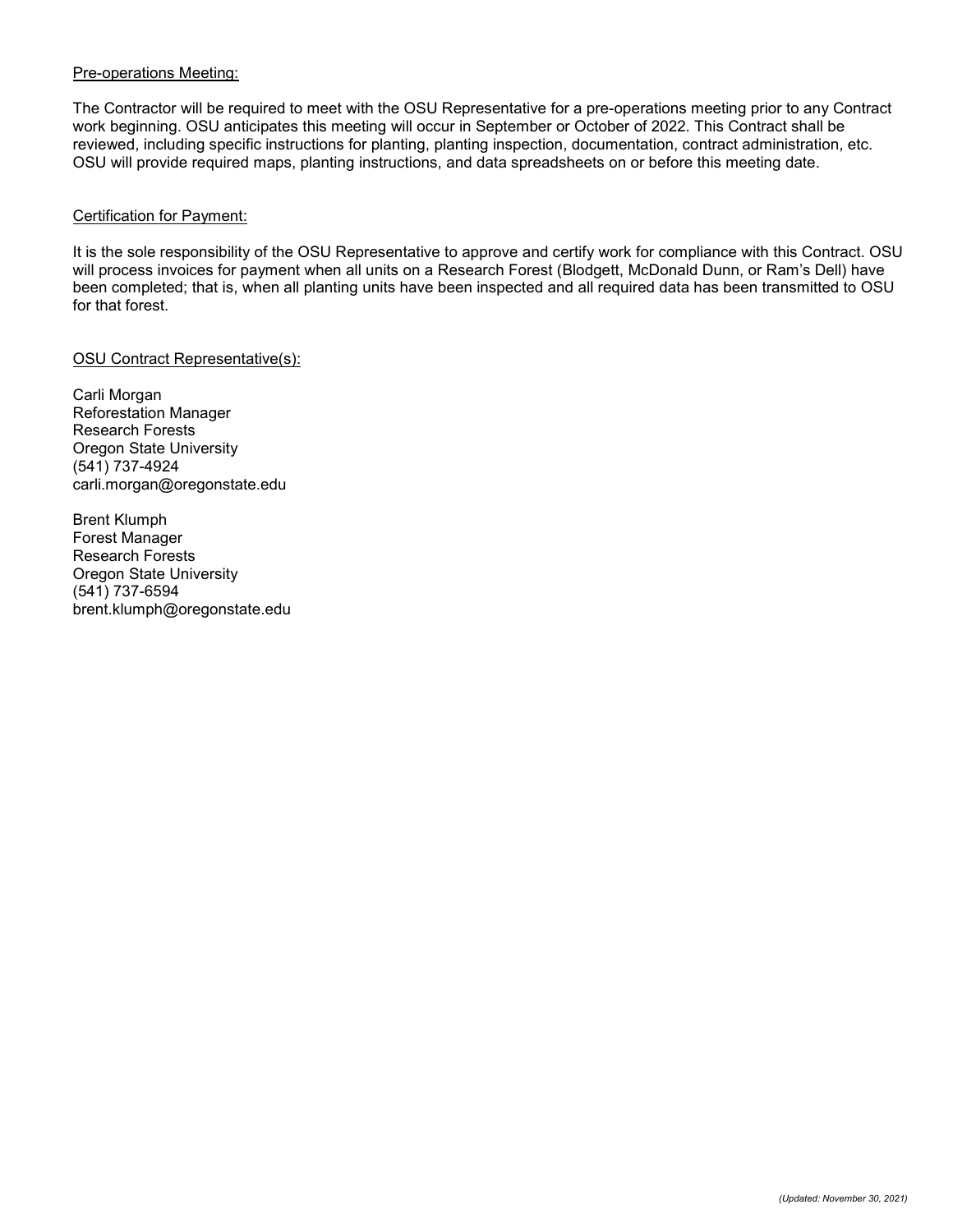<u>Pre-operations Meeting:</u>

The Contractor will be required to meet with the OSU Representative for a pre-operations meeting prior to any Contract work beginning. OSU anticipates this meeting will occur in September or October of 2022. This Contract shall be reviewed, including specific instructions for planting, planting inspection, documentation, contract administration, etc. OSU will provide required maps, planting instructions, and data spreadsheets on or before this meeting date.

<u>Certification for Payment:</u>

It is the sole responsibility of the OSU Representative to approve and certify work for compliance with this Contract. OSU will process invoices for payment when all units on a Research Forest (Blodgett, McDonald Dunn, or Ram's Dell) have been completed; that is, when all planting units have been inspected and all required data has been transmitted to OSU for that forest.

<u>OSU Contract Representative(s):</u>

Carli Morgan
Reforestation Manager
Research Forests
Oregon State University
(541) 737-4924
carli.morgan@oregonstate.edu

Brent Klumph
Forest Manager
Research Forests
Oregon State University
(541) 737-6594
brent.klumph@oregonstate.edu

*(Updated: November 30, 2021)*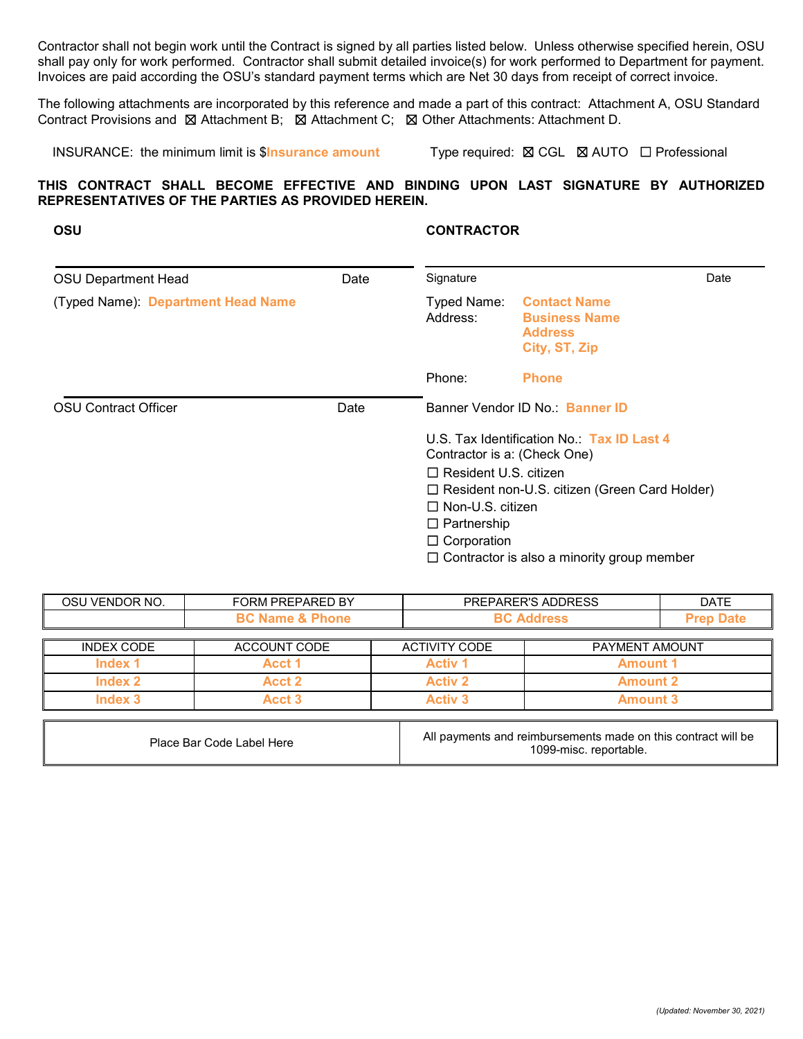Contractor shall not begin work until the Contract is signed by all parties listed below. Unless otherwise specified herein, OSU shall pay only for work performed. Contractor shall submit detailed invoice(s) for work performed to Department for payment. Invoices are paid according the OSU's standard payment terms which are Net 30 days from receipt of correct invoice.

The following attachments are incorporated by this reference and made a part of this contract: Attachment A, OSU Standard Contract Provisions and ☒ Attachment B; ☒ Attachment C; ☒ Other Attachments: Attachment D.

INSURANCE: the minimum limit is $Insurance amount        Type required: ☒ CGL ☒ AUTO ☐ Professional

**THIS CONTRACT SHALL BECOME EFFECTIVE AND BINDING UPON LAST SIGNATURE BY AUTHORIZED REPRESENTATIVES OF THE PARTIES AS PROVIDED HEREIN.**

**OSU**

OSU Department Head        Date

(Typed Name): Department Head Name

OSU Contract Officer        Date

**CONTRACTOR**

Signature        Date

Typed Name: Contact Name
Address: Business Name
Address
City, ST, Zip

Phone: Phone

Banner Vendor ID No.: Banner ID

U.S. Tax Identification No.: Tax ID Last 4
Contractor is a: (Check One)

☐ Resident U.S. citizen
☐ Resident non-U.S. citizen (Green Card Holder)
☐ Non-U.S. citizen
☐ Partnership
☐ Corporation
☐ Contractor is also a minority group member

| OSU VENDOR NO. | FORM PREPARED BY | PREPARER'S ADDRESS | DATE |
|---|---|---|---|
| | BC Name & Phone | BC Address | Prep Date |

| INDEX CODE | ACCOUNT CODE | ACTIVITY CODE | PAYMENT AMOUNT |
|---|---|---|---|
| Index 1 | Acct 1 | Activ 1 | Amount 1 |
| Index 2 | Acct 2 | Activ 2 | Amount 2 |
| Index 3 | Acct 3 | Activ 3 | Amount 3 |

| Place Bar Code Label Here | All payments and reimbursements made on this contract will be 1099-misc. reportable. |
|---|---|

*(Updated: November 30, 2021)*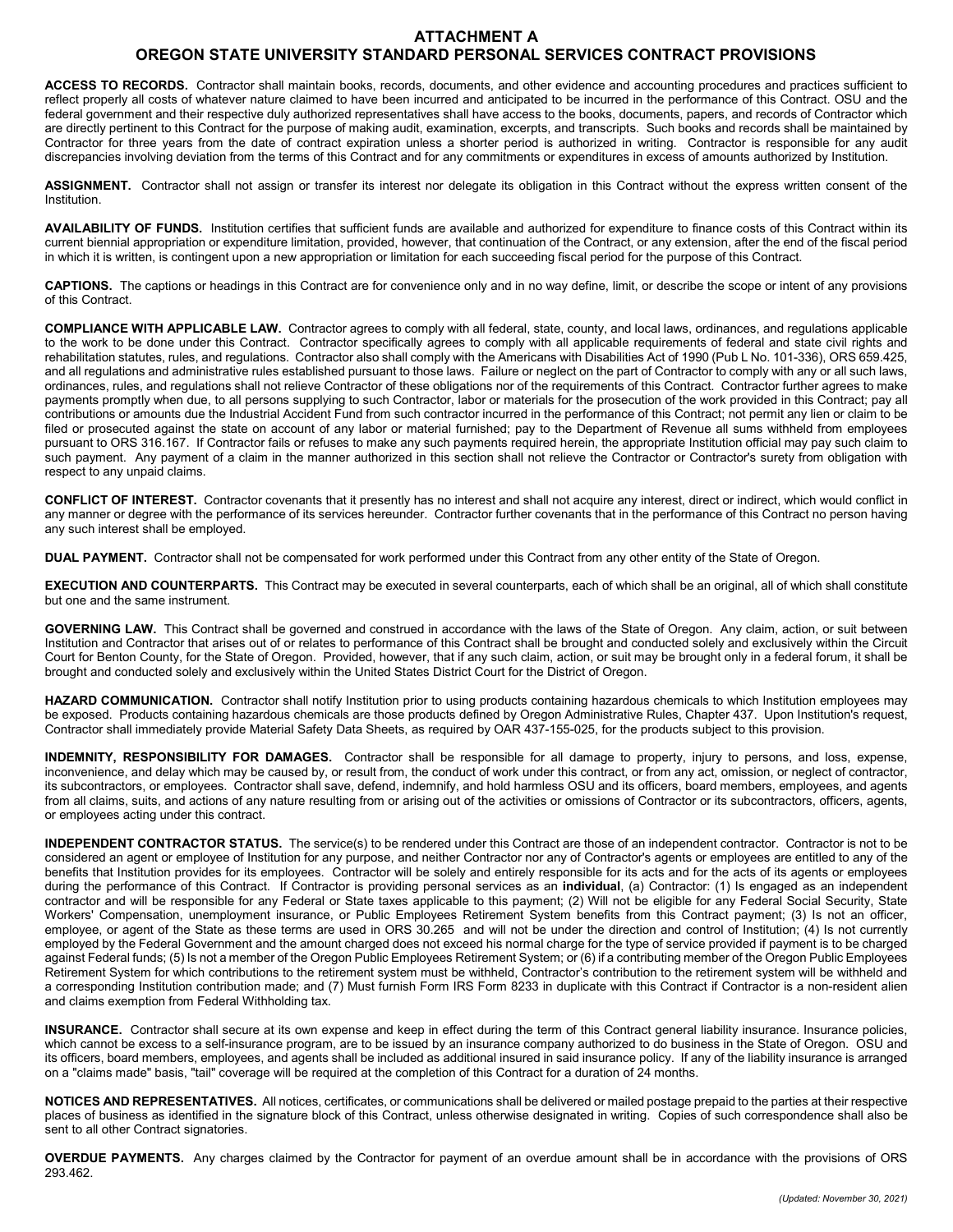# ATTACHMENT A
# OREGON STATE UNIVERSITY STANDARD PERSONAL SERVICES CONTRACT PROVISIONS

**ACCESS TO RECORDS.** Contractor shall maintain books, records, documents, and other evidence and accounting procedures and practices sufficient to reflect properly all costs of whatever nature claimed to have been incurred and anticipated to be incurred in the performance of this Contract. OSU and the federal government and their respective duly authorized representatives shall have access to the books, documents, papers, and records of Contractor which are directly pertinent to this Contract for the purpose of making audit, examination, excerpts, and transcripts. Such books and records shall be maintained by Contractor for three years from the date of contract expiration unless a shorter period is authorized in writing. Contractor is responsible for any audit discrepancies involving deviation from the terms of this Contract and for any commitments or expenditures in excess of amounts authorized by Institution.

**ASSIGNMENT.** Contractor shall not assign or transfer its interest nor delegate its obligation in this Contract without the express written consent of the Institution.

**AVAILABILITY OF FUNDS.** Institution certifies that sufficient funds are available and authorized for expenditure to finance costs of this Contract within its current biennial appropriation or expenditure limitation, provided, however, that continuation of the Contract, or any extension, after the end of the fiscal period in which it is written, is contingent upon a new appropriation or limitation for each succeeding fiscal period for the purpose of this Contract.

**CAPTIONS.** The captions or headings in this Contract are for convenience only and in no way define, limit, or describe the scope or intent of any provisions of this Contract.

**COMPLIANCE WITH APPLICABLE LAW.** Contractor agrees to comply with all federal, state, county, and local laws, ordinances, and regulations applicable to the work to be done under this Contract. Contractor specifically agrees to comply with all applicable requirements of federal and state civil rights and rehabilitation statutes, rules, and regulations. Contractor also shall comply with the Americans with Disabilities Act of 1990 (Pub L No. 101-336), ORS 659.425, and all regulations and administrative rules established pursuant to those laws. Failure or neglect on the part of Contractor to comply with any or all such laws, ordinances, rules, and regulations shall not relieve Contractor of these obligations nor of the requirements of this Contract. Contractor further agrees to make payments promptly when due, to all persons supplying to such Contractor, labor or materials for the prosecution of the work provided in this Contract; pay all contributions or amounts due the Industrial Accident Fund from such contractor incurred in the performance of this Contract; not permit any lien or claim to be filed or prosecuted against the state on account of any labor or material furnished; pay to the Department of Revenue all sums withheld from employees pursuant to ORS 316.167. If Contractor fails or refuses to make any such payments required herein, the appropriate Institution official may pay such claim to such payment. Any payment of a claim in the manner authorized in this section shall not relieve the Contractor or Contractor's surety from obligation with respect to any unpaid claims.

**CONFLICT OF INTEREST.** Contractor covenants that it presently has no interest and shall not acquire any interest, direct or indirect, which would conflict in any manner or degree with the performance of its services hereunder. Contractor further covenants that in the performance of this Contract no person having any such interest shall be employed.

**DUAL PAYMENT.** Contractor shall not be compensated for work performed under this Contract from any other entity of the State of Oregon.

**EXECUTION AND COUNTERPARTS.** This Contract may be executed in several counterparts, each of which shall be an original, all of which shall constitute but one and the same instrument.

**GOVERNING LAW.** This Contract shall be governed and construed in accordance with the laws of the State of Oregon. Any claim, action, or suit between Institution and Contractor that arises out of or relates to performance of this Contract shall be brought and conducted solely and exclusively within the Circuit Court for Benton County, for the State of Oregon. Provided, however, that if any such claim, action, or suit may be brought only in a federal forum, it shall be brought and conducted solely and exclusively within the United States District Court for the District of Oregon.

**HAZARD COMMUNICATION.** Contractor shall notify Institution prior to using products containing hazardous chemicals to which Institution employees may be exposed. Products containing hazardous chemicals are those products defined by Oregon Administrative Rules, Chapter 437. Upon Institution's request, Contractor shall immediately provide Material Safety Data Sheets, as required by OAR 437-155-025, for the products subject to this provision.

**INDEMNITY, RESPONSIBILITY FOR DAMAGES.** Contractor shall be responsible for all damage to property, injury to persons, and loss, expense, inconvenience, and delay which may be caused by, or result from, the conduct of work under this contract, or from any act, omission, or neglect of contractor, its subcontractors, or employees. Contractor shall save, defend, indemnify, and hold harmless OSU and its officers, board members, employees, and agents from all claims, suits, and actions of any nature resulting from or arising out of the activities or omissions of Contractor or its subcontractors, officers, agents, or employees acting under this contract.

**INDEPENDENT CONTRACTOR STATUS.** The service(s) to be rendered under this Contract are those of an independent contractor. Contractor is not to be considered an agent or employee of Institution for any purpose, and neither Contractor nor any of Contractor's agents or employees are entitled to any of the benefits that Institution provides for its employees. Contractor will be solely and entirely responsible for its acts and for the acts of its agents or employees during the performance of this Contract. If Contractor is providing personal services as an **individual**, (a) Contractor: (1) Is engaged as an independent contractor and will be responsible for any Federal or State taxes applicable to this payment; (2) Will not be eligible for any Federal Social Security, State Workers' Compensation, unemployment insurance, or Public Employees Retirement System benefits from this Contract payment; (3) Is not an officer, employee, or agent of the State as these terms are used in ORS 30.265 and will not be under the direction and control of Institution; (4) Is not currently employed by the Federal Government and the amount charged does not exceed his normal charge for the type of service provided if payment is to be charged against Federal funds; (5) Is not a member of the Oregon Public Employees Retirement System; or (6) if a contributing member of the Oregon Public Employees Retirement System for which contributions to the retirement system must be withheld, Contractor's contribution to the retirement system will be withheld and a corresponding Institution contribution made; and (7) Must furnish Form IRS Form 8233 in duplicate with this Contract if Contractor is a non-resident alien and claims exemption from Federal Withholding tax.

**INSURANCE.** Contractor shall secure at its own expense and keep in effect during the term of this Contract general liability insurance. Insurance policies, which cannot be excess to a self-insurance program, are to be issued by an insurance company authorized to do business in the State of Oregon. OSU and its officers, board members, employees, and agents shall be included as additional insured in said insurance policy. If any of the liability insurance is arranged on a "claims made" basis, "tail" coverage will be required at the completion of this Contract for a duration of 24 months.

**NOTICES AND REPRESENTATIVES.** All notices, certificates, or communications shall be delivered or mailed postage prepaid to the parties at their respective places of business as identified in the signature block of this Contract, unless otherwise designated in writing. Copies of such correspondence shall also be sent to all other Contract signatories.

**OVERDUE PAYMENTS.** Any charges claimed by the Contractor for payment of an overdue amount shall be in accordance with the provisions of ORS 293.462.

*(Updated: November 30, 2021)*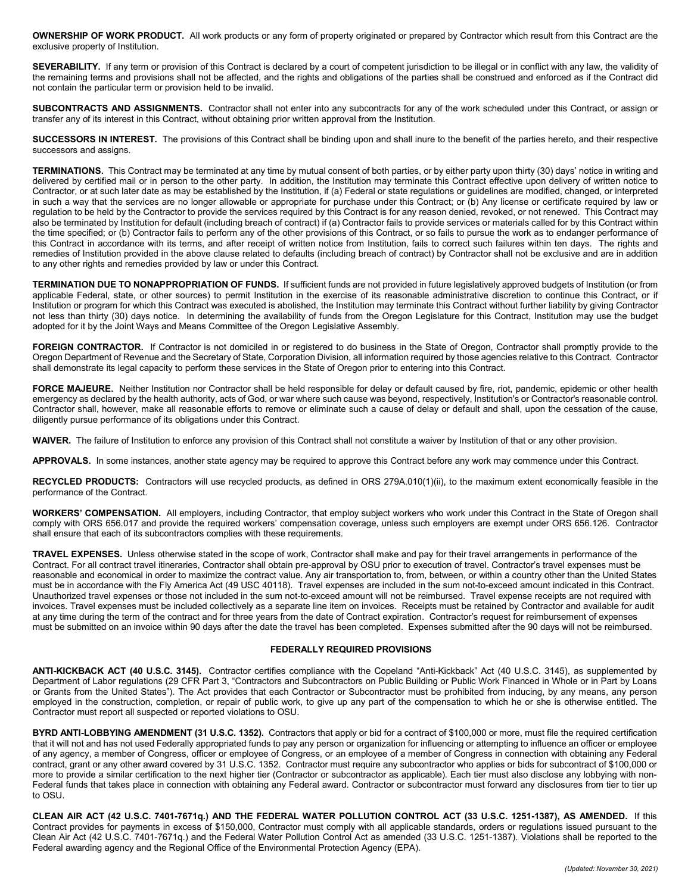**OWNERSHIP OF WORK PRODUCT.** All work products or any form of property originated or prepared by Contractor which result from this Contract are the exclusive property of Institution.

**SEVERABILITY.** If any term or provision of this Contract is declared by a court of competent jurisdiction to be illegal or in conflict with any law, the validity of the remaining terms and provisions shall not be affected, and the rights and obligations of the parties shall be construed and enforced as if the Contract did not contain the particular term or provision held to be invalid.

**SUBCONTRACTS AND ASSIGNMENTS.** Contractor shall not enter into any subcontracts for any of the work scheduled under this Contract, or assign or transfer any of its interest in this Contract, without obtaining prior written approval from the Institution.

**SUCCESSORS IN INTEREST.** The provisions of this Contract shall be binding upon and shall inure to the benefit of the parties hereto, and their respective successors and assigns.

**TERMINATIONS.** This Contract may be terminated at any time by mutual consent of both parties, or by either party upon thirty (30) days' notice in writing and delivered by certified mail or in person to the other party. In addition, the Institution may terminate this Contract effective upon delivery of written notice to Contractor, or at such later date as may be established by the Institution, if (a) Federal or state regulations or guidelines are modified, changed, or interpreted in such a way that the services are no longer allowable or appropriate for purchase under this Contract; or (b) Any license or certificate required by law or regulation to be held by the Contractor to provide the services required by this Contract is for any reason denied, revoked, or not renewed. This Contract may also be terminated by Institution for default (including breach of contract) if (a) Contractor fails to provide services or materials called for by this Contract within the time specified; or (b) Contractor fails to perform any of the other provisions of this Contract, or so fails to pursue the work as to endanger performance of this Contract in accordance with its terms, and after receipt of written notice from Institution, fails to correct such failures within ten days. The rights and remedies of Institution provided in the above clause related to defaults (including breach of contract) by Contractor shall not be exclusive and are in addition to any other rights and remedies provided by law or under this Contract.

**TERMINATION DUE TO NONAPPROPRIATION OF FUNDS.** If sufficient funds are not provided in future legislatively approved budgets of Institution (or from applicable Federal, state, or other sources) to permit Institution in the exercise of its reasonable administrative discretion to continue this Contract, or if Institution or program for which this Contract was executed is abolished, the Institution may terminate this Contract without further liability by giving Contractor not less than thirty (30) days notice. In determining the availability of funds from the Oregon Legislature for this Contract, Institution may use the budget adopted for it by the Joint Ways and Means Committee of the Oregon Legislative Assembly.

**FOREIGN CONTRACTOR.** If Contractor is not domiciled in or registered to do business in the State of Oregon, Contractor shall promptly provide to the Oregon Department of Revenue and the Secretary of State, Corporation Division, all information required by those agencies relative to this Contract. Contractor shall demonstrate its legal capacity to perform these services in the State of Oregon prior to entering into this Contract.

**FORCE MAJEURE.** Neither Institution nor Contractor shall be held responsible for delay or default caused by fire, riot, pandemic, epidemic or other health emergency as declared by the health authority, acts of God, or war where such cause was beyond, respectively, Institution's or Contractor's reasonable control. Contractor shall, however, make all reasonable efforts to remove or eliminate such a cause of delay or default and shall, upon the cessation of the cause, diligently pursue performance of its obligations under this Contract.

**WAIVER.** The failure of Institution to enforce any provision of this Contract shall not constitute a waiver by Institution of that or any other provision.

**APPROVALS.** In some instances, another state agency may be required to approve this Contract before any work may commence under this Contract.

**RECYCLED PRODUCTS:** Contractors will use recycled products, as defined in ORS 279A.010(1)(ii), to the maximum extent economically feasible in the performance of the Contract.

**WORKERS' COMPENSATION.** All employers, including Contractor, that employ subject workers who work under this Contract in the State of Oregon shall comply with ORS 656.017 and provide the required workers' compensation coverage, unless such employers are exempt under ORS 656.126. Contractor shall ensure that each of its subcontractors complies with these requirements.

**TRAVEL EXPENSES.** Unless otherwise stated in the scope of work, Contractor shall make and pay for their travel arrangements in performance of the Contract. For all contract travel itineraries, Contractor shall obtain pre-approval by OSU prior to execution of travel. Contractor's travel expenses must be reasonable and economical in order to maximize the contract value. Any air transportation to, from, between, or within a country other than the United States must be in accordance with the Fly America Act (49 USC 40118). Travel expenses are included in the sum not-to-exceed amount indicated in this Contract. Unauthorized travel expenses or those not included in the sum not-to-exceed amount will not be reimbursed. Travel expense receipts are not required with invoices. Travel expenses must be included collectively as a separate line item on invoices. Receipts must be retained by Contractor and available for audit at any time during the term of the contract and for three years from the date of Contract expiration. Contractor's request for reimbursement of expenses must be submitted on an invoice within 90 days after the date the travel has been completed. Expenses submitted after the 90 days will not be reimbursed.

## FEDERALLY REQUIRED PROVISIONS

**ANTI-KICKBACK ACT (40 U.S.C. 3145).** Contractor certifies compliance with the Copeland "Anti-Kickback" Act (40 U.S.C. 3145), as supplemented by Department of Labor regulations (29 CFR Part 3, "Contractors and Subcontractors on Public Building or Public Work Financed in Whole or in Part by Loans or Grants from the United States"). The Act provides that each Contractor or Subcontractor must be prohibited from inducing, by any means, any person employed in the construction, completion, or repair of public work, to give up any part of the compensation to which he or she is otherwise entitled. The Contractor must report all suspected or reported violations to OSU.

**BYRD ANTI-LOBBYING AMENDMENT (31 U.S.C. 1352).** Contractors that apply or bid for a contract of $100,000 or more, must file the required certification that it will not and has not used Federally appropriated funds to pay any person or organization for influencing or attempting to influence an officer or employee of any agency, a member of Congress, officer or employee of Congress, or an employee of a member of Congress in connection with obtaining any Federal contract, grant or any other award covered by 31 U.S.C. 1352. Contractor must require any subcontractor who applies or bids for subcontract of $100,000 or more to provide a similar certification to the next higher tier (Contractor or subcontractor as applicable). Each tier must also disclose any lobbying with non-Federal funds that takes place in connection with obtaining any Federal award. Contractor or subcontractor must forward any disclosures from tier to tier up to OSU.

**CLEAN AIR ACT (42 U.S.C. 7401-7671q.) AND THE FEDERAL WATER POLLUTION CONTROL ACT (33 U.S.C. 1251-1387), AS AMENDED.** If this Contract provides for payments in excess of $150,000, Contractor must comply with all applicable standards, orders or regulations issued pursuant to the Clean Air Act (42 U.S.C. 7401-7671q.) and the Federal Water Pollution Control Act as amended (33 U.S.C. 1251-1387). Violations shall be reported to the Federal awarding agency and the Regional Office of the Environmental Protection Agency (EPA).

*(Updated: November 30, 2021)*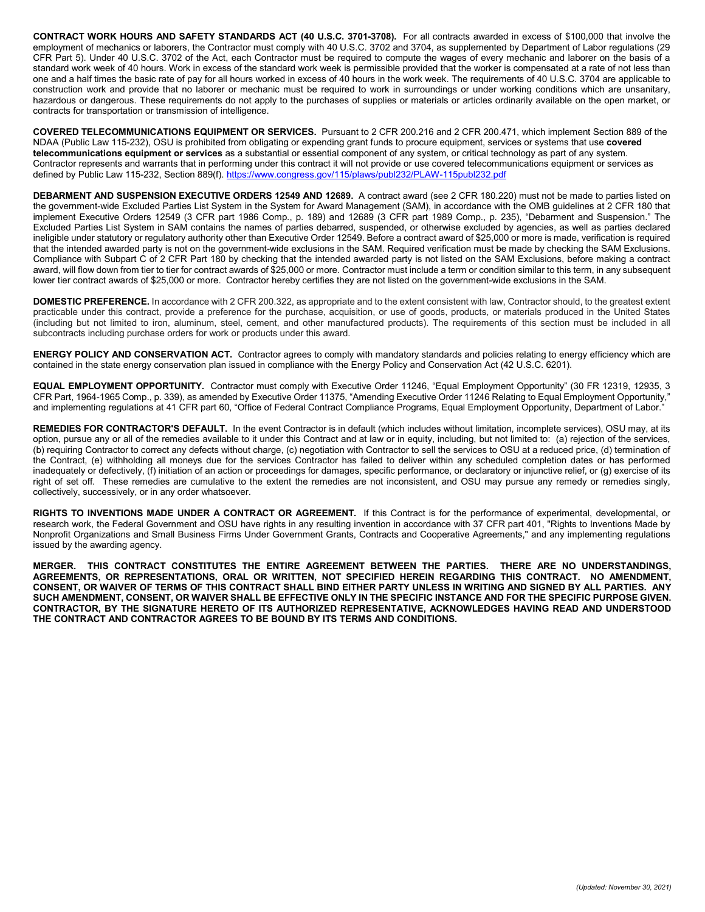**CONTRACT WORK HOURS AND SAFETY STANDARDS ACT (40 U.S.C. 3701-3708).** For all contracts awarded in excess of $100,000 that involve the employment of mechanics or laborers, the Contractor must comply with 40 U.S.C. 3702 and 3704, as supplemented by Department of Labor regulations (29 CFR Part 5). Under 40 U.S.C. 3702 of the Act, each Contractor must be required to compute the wages of every mechanic and laborer on the basis of a standard work week of 40 hours. Work in excess of the standard work week is permissible provided that the worker is compensated at a rate of not less than one and a half times the basic rate of pay for all hours worked in excess of 40 hours in the work week. The requirements of 40 U.S.C. 3704 are applicable to construction work and provide that no laborer or mechanic must be required to work in surroundings or under working conditions which are unsanitary, hazardous or dangerous. These requirements do not apply to the purchases of supplies or materials or articles ordinarily available on the open market, or contracts for transportation or transmission of intelligence.

**COVERED TELECOMMUNICATIONS EQUIPMENT OR SERVICES.** Pursuant to 2 CFR 200.216 and 2 CFR 200.471, which implement Section 889 of the NDAA (Public Law 115-232), OSU is prohibited from obligating or expending grant funds to procure equipment, services or systems that use **covered telecommunications equipment or services** as a substantial or essential component of any system, or critical technology as part of any system. Contractor represents and warrants that in performing under this contract it will not provide or use covered telecommunications equipment or services as defined by Public Law 115-232, Section 889(f). https://www.congress.gov/115/plaws/publ232/PLAW-115publ232.pdf

**DEBARMENT AND SUSPENSION EXECUTIVE ORDERS 12549 AND 12689.** A contract award (see 2 CFR 180.220) must not be made to parties listed on the government-wide Excluded Parties List System in the System for Award Management (SAM), in accordance with the OMB guidelines at 2 CFR 180 that implement Executive Orders 12549 (3 CFR part 1986 Comp., p. 189) and 12689 (3 CFR part 1989 Comp., p. 235), "Debarment and Suspension." The Excluded Parties List System in SAM contains the names of parties debarred, suspended, or otherwise excluded by agencies, as well as parties declared ineligible under statutory or regulatory authority other than Executive Order 12549. Before a contract award of $25,000 or more is made, verification is required that the intended awarded party is not on the government-wide exclusions in the SAM. Required verification must be made by checking the SAM Exclusions. Compliance with Subpart C of 2 CFR Part 180 by checking that the intended awarded party is not listed on the SAM Exclusions, before making a contract award, will flow down from tier to tier for contract awards of $25,000 or more. Contractor must include a term or condition similar to this term, in any subsequent lower tier contract awards of $25,000 or more. Contractor hereby certifies they are not listed on the government-wide exclusions in the SAM.

**DOMESTIC PREFERENCE.** In accordance with 2 CFR 200.322, as appropriate and to the extent consistent with law, Contractor should, to the greatest extent practicable under this contract, provide a preference for the purchase, acquisition, or use of goods, products, or materials produced in the United States (including but not limited to iron, aluminum, steel, cement, and other manufactured products). The requirements of this section must be included in all subcontracts including purchase orders for work or products under this award.

**ENERGY POLICY AND CONSERVATION ACT.** Contractor agrees to comply with mandatory standards and policies relating to energy efficiency which are contained in the state energy conservation plan issued in compliance with the Energy Policy and Conservation Act (42 U.S.C. 6201).

**EQUAL EMPLOYMENT OPPORTUNITY.** Contractor must comply with Executive Order 11246, "Equal Employment Opportunity" (30 FR 12319, 12935, 3 CFR Part, 1964-1965 Comp., p. 339), as amended by Executive Order 11375, "Amending Executive Order 11246 Relating to Equal Employment Opportunity," and implementing regulations at 41 CFR part 60, "Office of Federal Contract Compliance Programs, Equal Employment Opportunity, Department of Labor."

**REMEDIES FOR CONTRACTOR'S DEFAULT.** In the event Contractor is in default (which includes without limitation, incomplete services), OSU may, at its option, pursue any or all of the remedies available to it under this Contract and at law or in equity, including, but not limited to: (a) rejection of the services, (b) requiring Contractor to correct any defects without charge, (c) negotiation with Contractor to sell the services to OSU at a reduced price, (d) termination of the Contract, (e) withholding all moneys due for the services Contractor has failed to deliver within any scheduled completion dates or has performed inadequately or defectively, (f) initiation of an action or proceedings for damages, specific performance, or declaratory or injunctive relief, or (g) exercise of its right of set off. These remedies are cumulative to the extent the remedies are not inconsistent, and OSU may pursue any remedy or remedies singly, collectively, successively, or in any order whatsoever.

**RIGHTS TO INVENTIONS MADE UNDER A CONTRACT OR AGREEMENT.** If this Contract is for the performance of experimental, developmental, or research work, the Federal Government and OSU have rights in any resulting invention in accordance with 37 CFR part 401, "Rights to Inventions Made by Nonprofit Organizations and Small Business Firms Under Government Grants, Contracts and Cooperative Agreements," and any implementing regulations issued by the awarding agency.

**MERGER. THIS CONTRACT CONSTITUTES THE ENTIRE AGREEMENT BETWEEN THE PARTIES. THERE ARE NO UNDERSTANDINGS, AGREEMENTS, OR REPRESENTATIONS, ORAL OR WRITTEN, NOT SPECIFIED HEREIN REGARDING THIS CONTRACT. NO AMENDMENT, CONSENT, OR WAIVER OF TERMS OF THIS CONTRACT SHALL BIND EITHER PARTY UNLESS IN WRITING AND SIGNED BY ALL PARTIES. ANY SUCH AMENDMENT, CONSENT, OR WAIVER SHALL BE EFFECTIVE ONLY IN THE SPECIFIC INSTANCE AND FOR THE SPECIFIC PURPOSE GIVEN. CONTRACTOR, BY THE SIGNATURE HERETO OF ITS AUTHORIZED REPRESENTATIVE, ACKNOWLEDGES HAVING READ AND UNDERSTOOD THE CONTRACT AND CONTRACTOR AGREES TO BE BOUND BY ITS TERMS AND CONDITIONS.**

*(Updated: November 30, 2021)*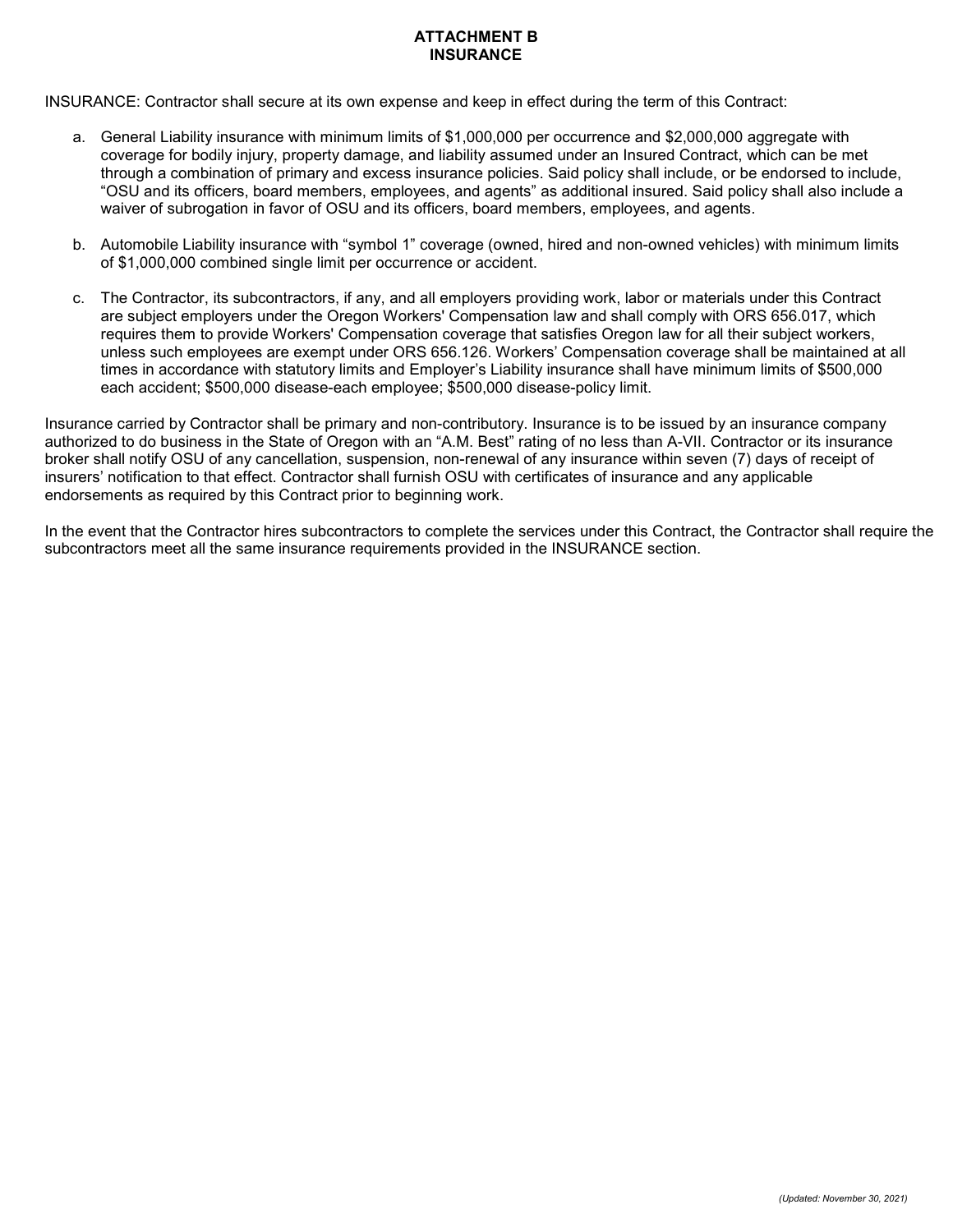# ATTACHMENT B
# INSURANCE

INSURANCE: Contractor shall secure at its own expense and keep in effect during the term of this Contract:

a. General Liability insurance with minimum limits of $1,000,000 per occurrence and $2,000,000 aggregate with coverage for bodily injury, property damage, and liability assumed under an Insured Contract, which can be met through a combination of primary and excess insurance policies. Said policy shall include, or be endorsed to include, "OSU and its officers, board members, employees, and agents" as additional insured. Said policy shall also include a waiver of subrogation in favor of OSU and its officers, board members, employees, and agents.

b. Automobile Liability insurance with "symbol 1" coverage (owned, hired and non-owned vehicles) with minimum limits of $1,000,000 combined single limit per occurrence or accident.

c. The Contractor, its subcontractors, if any, and all employers providing work, labor or materials under this Contract are subject employers under the Oregon Workers' Compensation law and shall comply with ORS 656.017, which requires them to provide Workers' Compensation coverage that satisfies Oregon law for all their subject workers, unless such employees are exempt under ORS 656.126. Workers' Compensation coverage shall be maintained at all times in accordance with statutory limits and Employer's Liability insurance shall have minimum limits of $500,000 each accident; $500,000 disease-each employee; $500,000 disease-policy limit.

Insurance carried by Contractor shall be primary and non-contributory. Insurance is to be issued by an insurance company authorized to do business in the State of Oregon with an "A.M. Best" rating of no less than A-VII. Contractor or its insurance broker shall notify OSU of any cancellation, suspension, non-renewal of any insurance within seven (7) days of receipt of insurers' notification to that effect. Contractor shall furnish OSU with certificates of insurance and any applicable endorsements as required by this Contract prior to beginning work.

In the event that the Contractor hires subcontractors to complete the services under this Contract, the Contractor shall require the subcontractors meet all the same insurance requirements provided in the INSURANCE section.

*(Updated: November 30, 2021)*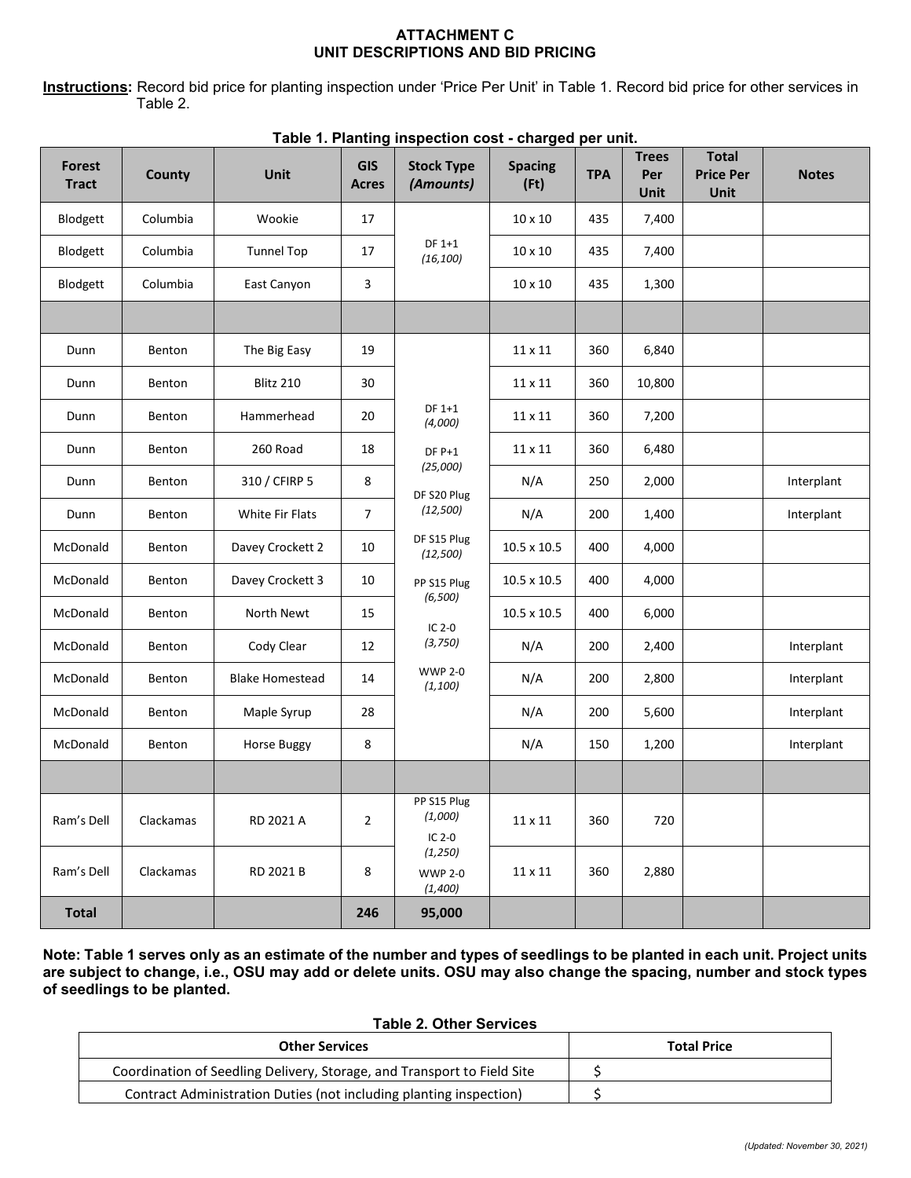**ATTACHMENT C**
**UNIT DESCRIPTIONS AND BID PRICING**

**Instructions:** Record bid price for planting inspection under 'Price Per Unit' in Table 1. Record bid price for other services in Table 2.

**Table 1. Planting inspection cost - charged per unit.**

| Forest Tract | County | Unit | GIS Acres | Stock Type *(Amounts)* | Spacing (Ft) | TPA | Trees Per Unit | Total Price Per Unit | Notes |
|---|---|---|---|---|---|---|---|---|---|
| Blodgett | Columbia | Wookie | 17 | DF 1+1 *(16,100)* | 10 x 10 | 435 | 7,400 | | |
| Blodgett | Columbia | Tunnel Top | 17 | | 10 x 10 | 435 | 7,400 | | |
| Blodgett | Columbia | East Canyon | 3 | | 10 x 10 | 435 | 1,300 | | |
| | | | | | | | | | |
| Dunn | Benton | The Big Easy | 19 | DF 1+1 *(4,000)* DF P+1 *(25,000)* DF S20 Plug *(12,500)* DF S15 Plug *(12,500)* PP S15 Plug *(6,500)* IC 2-0 *(3,750)* WWP 2-0 *(1,100)* | 11 x 11 | 360 | 6,840 | | |
| Dunn | Benton | Blitz 210 | 30 | | 11 x 11 | 360 | 10,800 | | |
| Dunn | Benton | Hammerhead | 20 | | 11 x 11 | 360 | 7,200 | | |
| Dunn | Benton | 260 Road | 18 | | 11 x 11 | 360 | 6,480 | | |
| Dunn | Benton | 310 / CFIRP 5 | 8 | | N/A | 250 | 2,000 | | Interplant |
| Dunn | Benton | White Fir Flats | 7 | | N/A | 200 | 1,400 | | Interplant |
| McDonald | Benton | Davey Crockett 2 | 10 | | 10.5 x 10.5 | 400 | 4,000 | | |
| McDonald | Benton | Davey Crockett 3 | 10 | | 10.5 x 10.5 | 400 | 4,000 | | |
| McDonald | Benton | North Newt | 15 | | 10.5 x 10.5 | 400 | 6,000 | | |
| McDonald | Benton | Cody Clear | 12 | | N/A | 200 | 2,400 | | Interplant |
| McDonald | Benton | Blake Homestead | 14 | | N/A | 200 | 2,800 | | Interplant |
| McDonald | Benton | Maple Syrup | 28 | | N/A | 200 | 5,600 | | Interplant |
| McDonald | Benton | Horse Buggy | 8 | | N/A | 150 | 1,200 | | Interplant |
| | | | | | | | | | |
| Ram's Dell | Clackamas | RD 2021 A | 2 | PP S15 Plug *(1,000)* IC 2-0 *(1,250)* WWP 2-0 *(1,400)* | 11 x 11 | 360 | 720 | | |
| Ram's Dell | Clackamas | RD 2021 B | 8 | | 11 x 11 | 360 | 2,880 | | |
| **Total** | | | **246** | **95,000** | | | | | |

**Note: Table 1 serves only as an estimate of the number and types of seedlings to be planted in each unit. Project units are subject to change, i.e., OSU may add or delete units. OSU may also change the spacing, number and stock types of seedlings to be planted.**

**Table 2. Other Services**

| Other Services | Total Price |
|---|---|
| Coordination of Seedling Delivery, Storage, and Transport to Field Site | $ |
| Contract Administration Duties (not including planting inspection) | $ |

*(Updated: November 30, 2021)*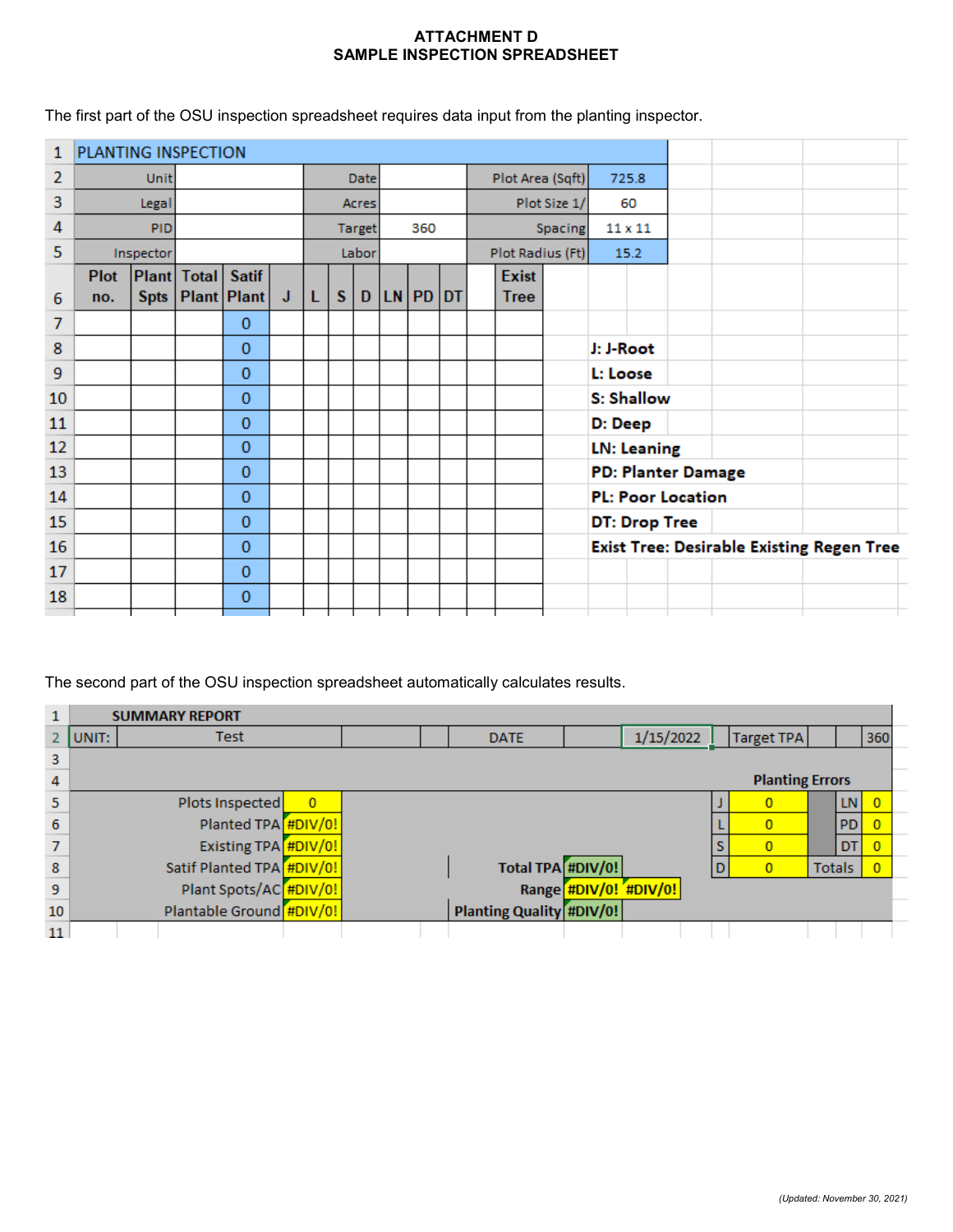**ATTACHMENT D**
**SAMPLE INSPECTION SPREADSHEET**

The first part of the OSU inspection spreadsheet requires data input from the planting inspector.

| 1 | PLANTING INSPECTION | | | | | | | | | | | | | | | |
|---|---|---|---|---|---|---|---|---|---|---|---|---|---|---|---|---|
| 2 | | Unit | | | | Date | | | | | | Plot Area (Sqft) | | 725.8 | | |
| 3 | | Legal | | | | Acres | | | | | | Plot Size 1/ | | 60 | | |
| 4 | | PID | | | | Target | | 360 | | | | Spacing | | 11 x 11 | | |
| 5 | | Inspector | | | | Labor | | | | | | Plot Radius (Ft) | | 15.2 | | |
| 6 | Plot no. | Plant Spts | Total Plant | Satif Plant | J | L | S | D | LN | PD | DT | | Exist Tree | | | |
| 7 | | | | 0 | | | | | | | | | | | | |
| 8 | | | | 0 | | | | | | | | | | | J: J-Root | |
| 9 | | | | 0 | | | | | | | | | | | L: Loose | |
| 10 | | | | 0 | | | | | | | | | | | S: Shallow | |
| 11 | | | | 0 | | | | | | | | | | | D: Deep | |
| 12 | | | | 0 | | | | | | | | | | | LN: Leaning | |
| 13 | | | | 0 | | | | | | | | | | | PD: Planter Damage | |
| 14 | | | | 0 | | | | | | | | | | | PL: Poor Location | |
| 15 | | | | 0 | | | | | | | | | | | DT: Drop Tree | |
| 16 | | | | 0 | | | | | | | | | | | Exist Tree: Desirable Existing Regen Tree | |
| 17 | | | | 0 | | | | | | | | | | | | |
| 18 | | | | 0 | | | | | | | | | | | | |

The second part of the OSU inspection spreadsheet automatically calculates results.

| 1 | SUMMARY REPORT | | | | | | | | | | |
|---|---|---|---|---|---|---|---|---|---|---|---|
| 2 | UNIT: | Test | | DATE | | 1/15/2022 | Target TPA | | | | 360 |
| 3 | | | | | | | | | | | |
| 4 | | | | | | | Planting Errors | | | | |
| 5 | | Plots Inspected | 0 | | | | J | 0 | | LN | 0 |
| 6 | | Planted TPA | #DIV/0! | | | | L | 0 | | PD | 0 |
| 7 | | Existing TPA | #DIV/0! | | | | S | 0 | | DT | 0 |
| 8 | | Satif Planted TPA | #DIV/0! | Total TPA | #DIV/0! | | D | 0 | | Totals | 0 |
| 9 | | Plant Spots/AC | #DIV/0! | Range | #DIV/0! | #DIV/0! | | | | | |
| 10 | | Plantable Ground | #DIV/0! | Planting Quality | #DIV/0! | | | | | | |
| 11 | | | | | | | | | | | |

*(Updated: November 30, 2021)*